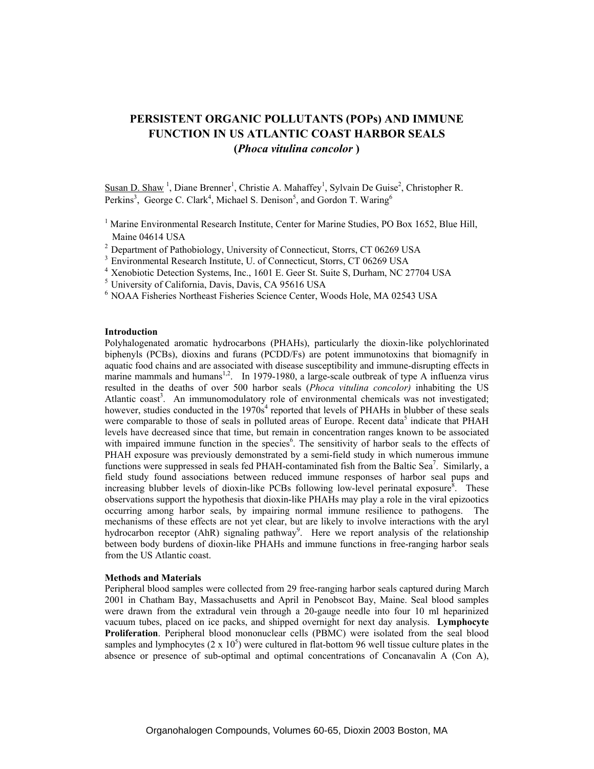# PERSISTENT ORGANIC POLLUTANTS (POPs) AND IMMUNE FUNCTION IN US ATLANTIC COAST HARBOR SEALS (*Phoca vitulina concolor*)

Susan D. Shaw [1], Diane Brenner[1], Christie A. Mahaffey[1], Sylvain De Guise[2], Christopher R. Perkins[3], George C. Clark[4], Michael S. Denison[5], and Gordon T. Waring[6]

[1] Marine Environmental Research Institute, Center for Marine Studies, PO Box 1652, Blue Hill, Maine 04614 USA
[2] Department of Pathobiology, University of Connecticut, Storrs, CT 06269 USA
[3] Environmental Research Institute, U. of Connecticut, Storrs, CT 06269 USA
[4] Xenobiotic Detection Systems, Inc., 1601 E. Geer St. Suite S, Durham, NC 27704 USA
[5] University of California, Davis, Davis, CA 95616 USA
[6] NOAA Fisheries Northeast Fisheries Science Center, Woods Hole, MA 02543 USA

## Introduction

Polyhalogenated aromatic hydrocarbons (PHAHs), particularly the dioxin-like polychlorinated biphenyls (PCBs), dioxins and furans (PCDD/Fs) are potent immunotoxins that biomagnify in aquatic food chains and are associated with disease susceptibility and immune-disrupting effects in marine mammals and humans[1,2]. In 1979-1980, a large-scale outbreak of type A influenza virus resulted in the deaths of over 500 harbor seals (*Phoca vitulina concolor)* inhabiting the US Atlantic coast[3]. An immunomodulatory role of environmental chemicals was not investigated; however, studies conducted in the 1970s[4] reported that levels of PHAHs in blubber of these seals were comparable to those of seals in polluted areas of Europe. Recent data[5] indicate that PHAH levels have decreased since that time, but remain in concentration ranges known to be associated with impaired immune function in the species[6]. The sensitivity of harbor seals to the effects of PHAH exposure was previously demonstrated by a semi-field study in which numerous immune functions were suppressed in seals fed PHAH-contaminated fish from the Baltic Sea[7]. Similarly, a field study found associations between reduced immune responses of harbor seal pups and increasing blubber levels of dioxin-like PCBs following low-level perinatal exposure[8]. These observations support the hypothesis that dioxin-like PHAHs may play a role in the viral epizootics occurring among harbor seals, by impairing normal immune resilience to pathogens. The mechanisms of these effects are not yet clear, but are likely to involve interactions with the aryl hydrocarbon receptor (AhR) signaling pathway[9]. Here we report analysis of the relationship between body burdens of dioxin-like PHAHs and immune functions in free-ranging harbor seals from the US Atlantic coast.

## Methods and Materials

Peripheral blood samples were collected from 29 free-ranging harbor seals captured during March 2001 in Chatham Bay, Massachusetts and April in Penobscot Bay, Maine. Seal blood samples were drawn from the extradural vein through a 20-gauge needle into four 10 ml heparinized vacuum tubes, placed on ice packs, and shipped overnight for next day analysis. **Lymphocyte Proliferation**. Peripheral blood mononuclear cells (PBMC) were isolated from the seal blood samples and lymphocytes ($2 \times 10^5$) were cultured in flat-bottom 96 well tissue culture plates in the absence or presence of sub-optimal and optimal concentrations of Concanavalin A (Con A),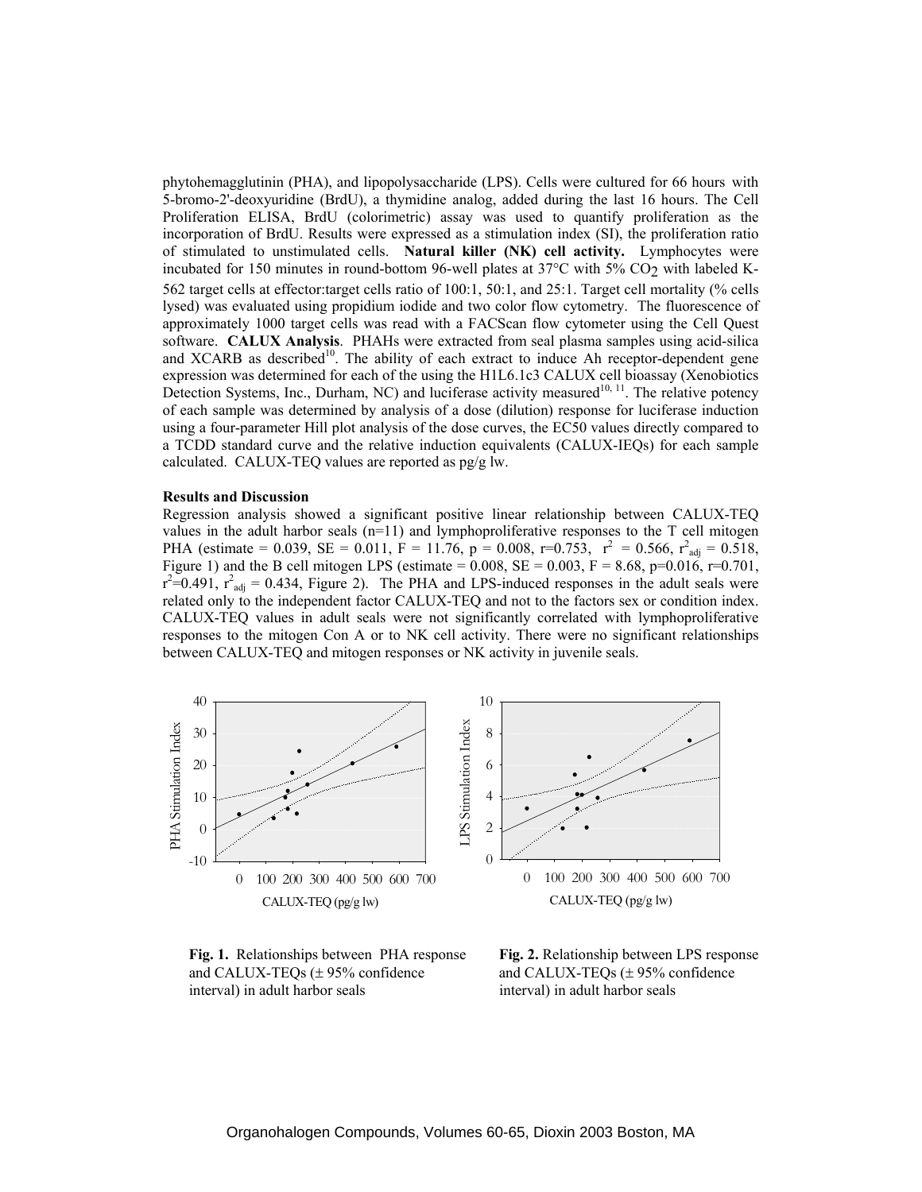phytohemagglutinin (PHA), and lipopolysaccharide (LPS). Cells were cultured for 66 hours with 5-bromo-2'-deoxyuridine (BrdU), a thymidine analog, added during the last 16 hours. The Cell Proliferation ELISA, BrdU (colorimetric) assay was used to quantify proliferation as the incorporation of BrdU. Results were expressed as a stimulation index (SI), the proliferation ratio of stimulated to unstimulated cells. **Natural killer (NK) cell activity.** Lymphocytes were incubated for 150 minutes in round-bottom 96-well plates at 37°C with 5% $CO_2$ with labeled K-562 target cells at effector:target cells ratio of 100:1, 50:1, and 25:1. Target cell mortality (% cells lysed) was evaluated using propidium iodide and two color flow cytometry. The fluorescence of approximately 1000 target cells was read with a FACScan flow cytometer using the Cell Quest software. **CALUX Analysis**. PHAHs were extracted from seal plasma samples using acid-silica and XCARB as described[10]. The ability of each extract to induce Ah receptor-dependent gene expression was determined for each of the using the H1L6.1c3 CALUX cell bioassay (Xenobiotics Detection Systems, Inc., Durham, NC) and luciferase activity measured[10, 11]. The relative potency of each sample was determined by analysis of a dose (dilution) response for luciferase induction using a four-parameter Hill plot analysis of the dose curves, the EC50 values directly compared to a TCDD standard curve and the relative induction equivalents (CALUX-IEQs) for each sample calculated. CALUX-TEQ values are reported as pg/g lw.

**Results and Discussion**

Regression analysis showed a significant positive linear relationship between CALUX-TEQ values in the adult harbor seals (n=11) and lymphoproliferative responses to the T cell mitogen PHA (estimate = 0.039, SE = 0.011, F = 11.76, p = 0.008, r=0.753, $r^2$ = 0.566, $r^2_{adj}$ = 0.518, Figure 1) and the B cell mitogen LPS (estimate = 0.008, SE = 0.003, F = 8.68, p=0.016, r=0.701, $r^2$=0.491, $r^2_{adj}$ = 0.434, Figure 2). The PHA and LPS-induced responses in the adult seals were related only to the independent factor CALUX-TEQ and not to the factors sex or condition index. CALUX-TEQ values in adult seals were not significantly correlated with lymphoproliferative responses to the mitogen Con A or to NK cell activity. There were no significant relationships between CALUX-TEQ and mitogen responses or NK activity in juvenile seals.

**Fig. 1.** Relationships between PHA response and CALUX-TEQs (± 95% confidence interval) in adult harbor seals

**Fig. 2.** Relationship between LPS response and CALUX-TEQs (± 95% confidence interval) in adult harbor seals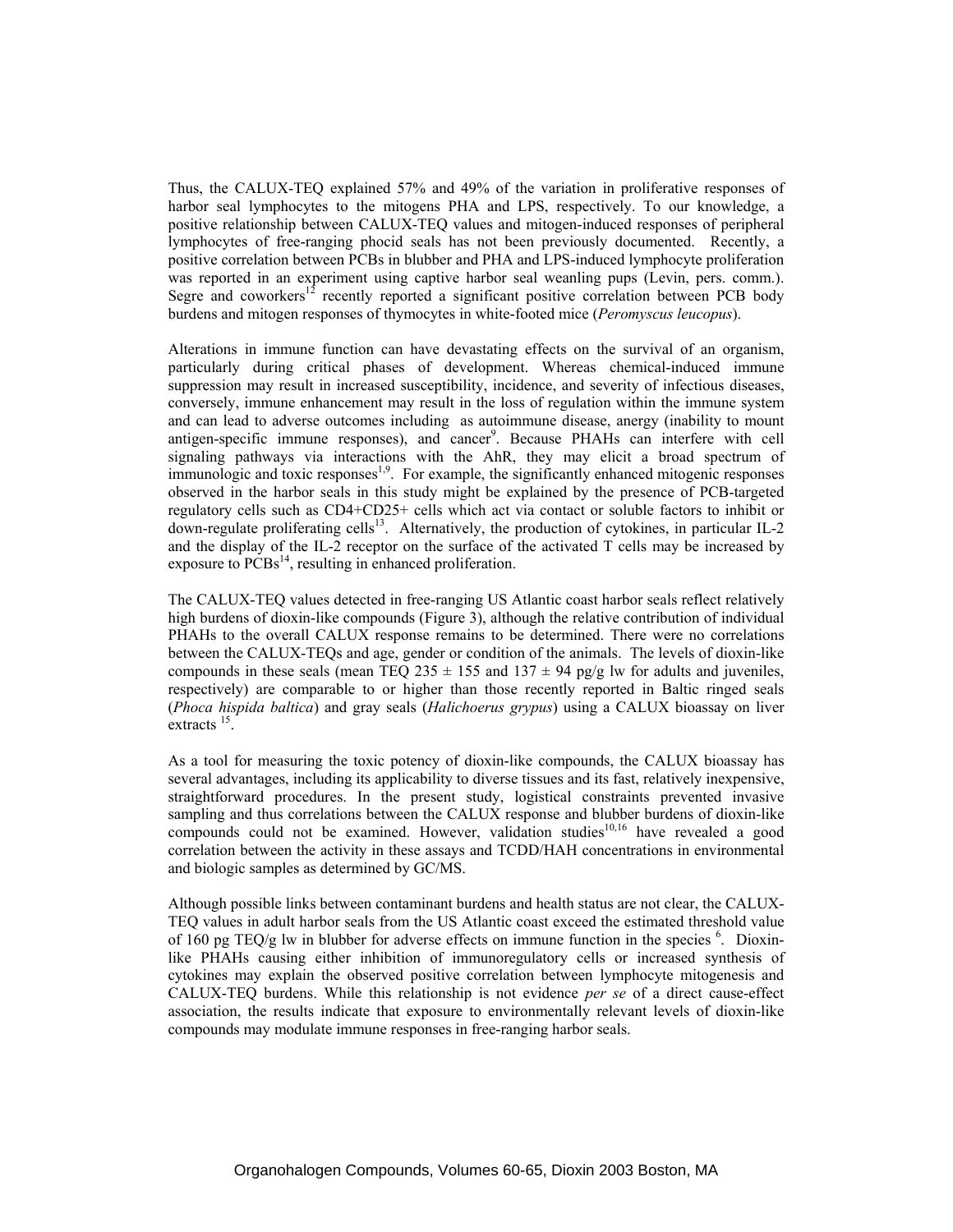Thus, the CALUX-TEQ explained 57% and 49% of the variation in proliferative responses of harbor seal lymphocytes to the mitogens PHA and LPS, respectively. To our knowledge, a positive relationship between CALUX-TEQ values and mitogen-induced responses of peripheral lymphocytes of free-ranging phocid seals has not been previously documented. Recently, a positive correlation between PCBs in blubber and PHA and LPS-induced lymphocyte proliferation was reported in an experiment using captive harbor seal weanling pups (Levin, pers. comm.). Segre and coworkers[12] recently reported a significant positive correlation between PCB body burdens and mitogen responses of thymocytes in white-footed mice (*Peromyscus leucopus*).

Alterations in immune function can have devastating effects on the survival of an organism, particularly during critical phases of development. Whereas chemical-induced immune suppression may result in increased susceptibility, incidence, and severity of infectious diseases, conversely, immune enhancement may result in the loss of regulation within the immune system and can lead to adverse outcomes including as autoimmune disease, anergy (inability to mount antigen-specific immune responses), and cancer[9]. Because PHAHs can interfere with cell signaling pathways via interactions with the AhR, they may elicit a broad spectrum of immunologic and toxic responses[1,9]. For example, the significantly enhanced mitogenic responses observed in the harbor seals in this study might be explained by the presence of PCB-targeted regulatory cells such as CD4+CD25+ cells which act via contact or soluble factors to inhibit or down-regulate proliferating cells[13]. Alternatively, the production of cytokines, in particular IL-2 and the display of the IL-2 receptor on the surface of the activated T cells may be increased by exposure to PCBs[14], resulting in enhanced proliferation.

The CALUX-TEQ values detected in free-ranging US Atlantic coast harbor seals reflect relatively high burdens of dioxin-like compounds (Figure 3), although the relative contribution of individual PHAHs to the overall CALUX response remains to be determined. There were no correlations between the CALUX-TEQs and age, gender or condition of the animals. The levels of dioxin-like compounds in these seals (mean TEQ 235 ± 155 and 137 ± 94 pg/g lw for adults and juveniles, respectively) are comparable to or higher than those recently reported in Baltic ringed seals (*Phoca hispida baltica*) and gray seals (*Halichoerus grypus*) using a CALUX bioassay on liver extracts [15].

As a tool for measuring the toxic potency of dioxin-like compounds, the CALUX bioassay has several advantages, including its applicability to diverse tissues and its fast, relatively inexpensive, straightforward procedures. In the present study, logistical constraints prevented invasive sampling and thus correlations between the CALUX response and blubber burdens of dioxin-like compounds could not be examined. However, validation studies[10,16] have revealed a good correlation between the activity in these assays and TCDD/HAH concentrations in environmental and biologic samples as determined by GC/MS.

Although possible links between contaminant burdens and health status are not clear, the CALUX-TEQ values in adult harbor seals from the US Atlantic coast exceed the estimated threshold value of 160 pg TEQ/g lw in blubber for adverse effects on immune function in the species [6]. Dioxin-like PHAHs causing either inhibition of immunoregulatory cells or increased synthesis of cytokines may explain the observed positive correlation between lymphocyte mitogenesis and CALUX-TEQ burdens. While this relationship is not evidence *per se* of a direct cause-effect association, the results indicate that exposure to environmentally relevant levels of dioxin-like compounds may modulate immune responses in free-ranging harbor seals.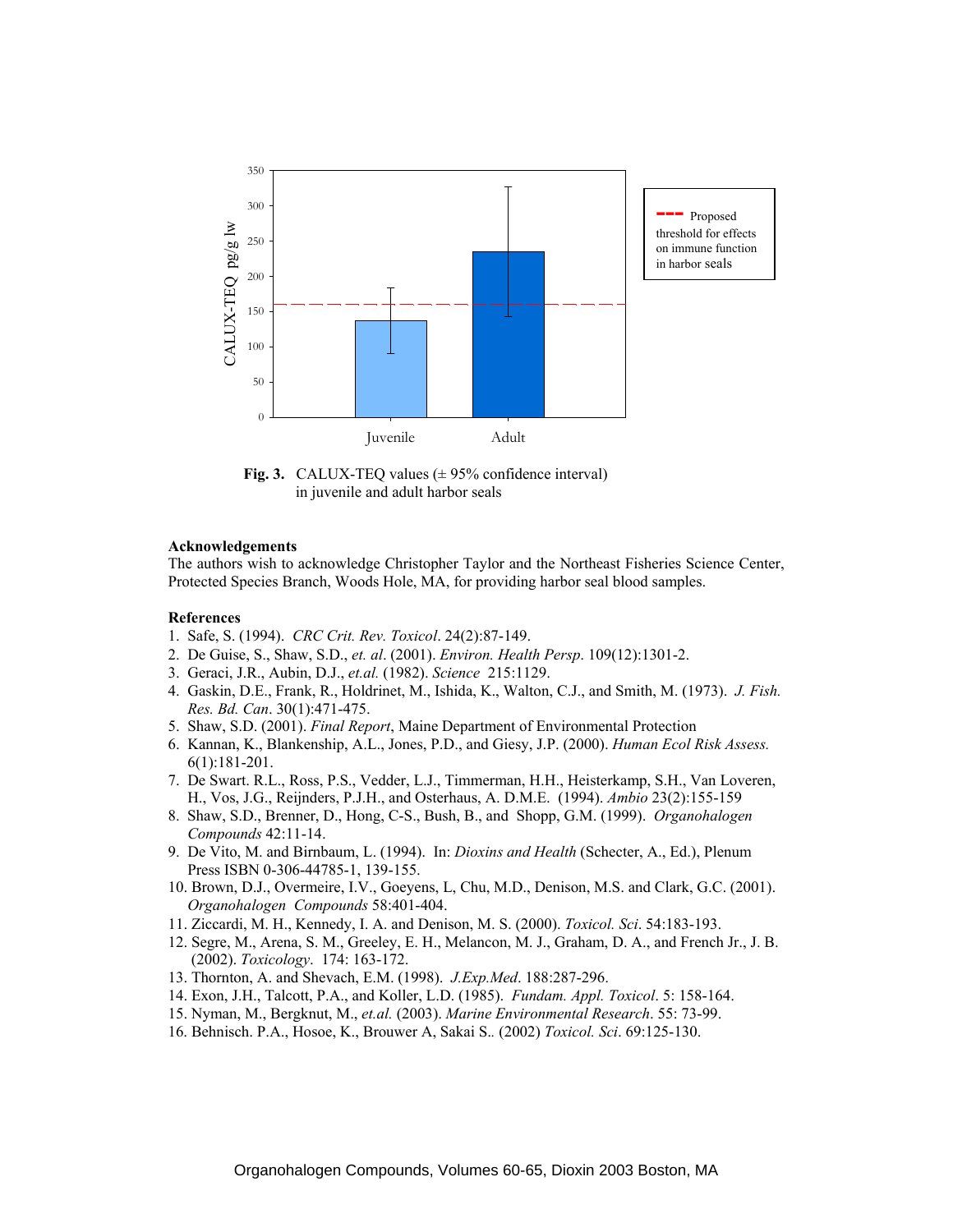350
300
250
200
150
100
50
0

CALUX-TEQ pg/g lw

Juvenile
Adult

Proposed threshold for effects on immune function in harbor seals

**Fig. 3.** CALUX-TEQ values (± 95% confidence interval) in juvenile and adult harbor seals

**Acknowledgements**

The authors wish to acknowledge Christopher Taylor and the Northeast Fisheries Science Center, Protected Species Branch, Woods Hole, MA, for providing harbor seal blood samples.

**References**

1. Safe, S. (1994). *CRC Crit. Rev. Toxicol*. 24(2):87-149.
2. De Guise, S., Shaw, S.D., *et. al*. (2001). *Environ. Health Persp*. 109(12):1301-2.
3. Geraci, J.R., Aubin, D.J., *et.al.* (1982). *Science* 215:1129.
4. Gaskin, D.E., Frank, R., Holdrinet, M., Ishida, K., Walton, C.J., and Smith, M. (1973). *J. Fish. Res. Bd. Can*. 30(1):471-475.
5. Shaw, S.D. (2001). *Final Report*, Maine Department of Environmental Protection
6. Kannan, K., Blankenship, A.L., Jones, P.D., and Giesy, J.P. (2000). *Human Ecol Risk Assess.* 6(1):181-201.
7. De Swart. R.L., Ross, P.S., Vedder, L.J., Timmerman, H.H., Heisterkamp, S.H., Van Loveren, H., Vos, J.G., Reijnders, P.J.H., and Osterhaus, A. D.M.E. (1994). *Ambio* 23(2):155-159
8. Shaw, S.D., Brenner, D., Hong, C-S., Bush, B., and Shopp, G.M. (1999). *Organohalogen Compounds* 42:11-14.
9. De Vito, M. and Birnbaum, L. (1994). In: *Dioxins and Health* (Schecter, A., Ed.), Plenum Press ISBN 0-306-44785-1, 139-155.
10. Brown, D.J., Overmeire, I.V., Goeyens, L, Chu, M.D., Denison, M.S. and Clark, G.C. (2001). *Organohalogen Compounds* 58:401-404.
11. Ziccardi, M. H., Kennedy, I. A. and Denison, M. S. (2000). *Toxicol. Sci*. 54:183-193.
12. Segre, M., Arena, S. M., Greeley, E. H., Melancon, M. J., Graham, D. A., and French Jr., J. B. (2002). *Toxicology*. 174: 163-172.
13. Thornton, A. and Shevach, E.M. (1998). *J.Exp.Med*. 188:287-296.
14. Exon, J.H., Talcott, P.A., and Koller, L.D. (1985). *Fundam. Appl. Toxicol*. 5: 158-164.
15. Nyman, M., Bergknut, M., *et.al.* (2003). *Marine Environmental Research*. 55: 73-99.
16. Behnisch. P.A., Hosoe, K., Brouwer A, Sakai S.. (2002) *Toxicol. Sci*. 69:125-130.